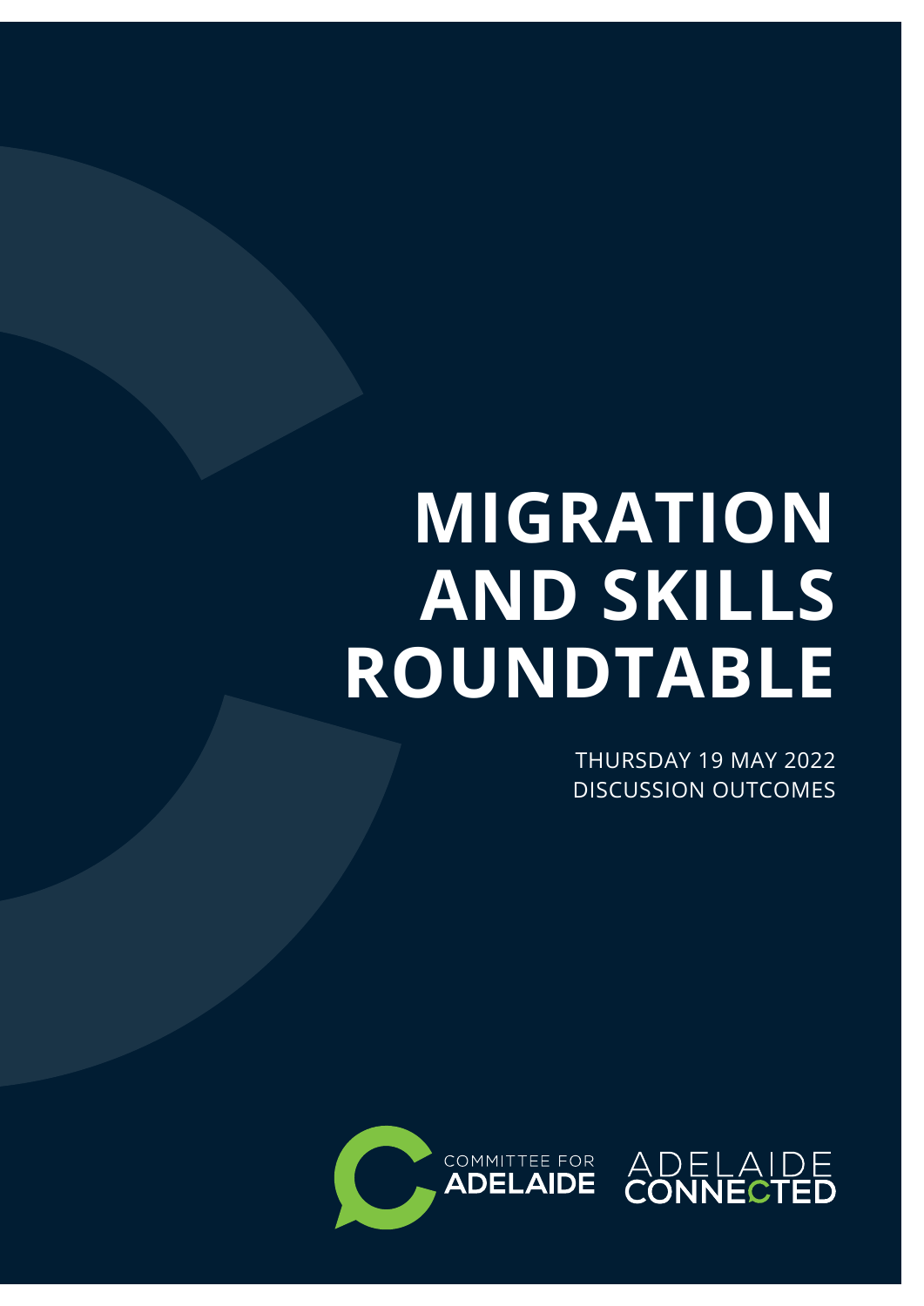# MIGRATION AND SKILLS ROUNDTABLE

THURSDAY 19 MAY 2022
DISCUSSION OUTCOMES

COMMITTEE FOR ADELAIDE

ADELAIDE CONNECTED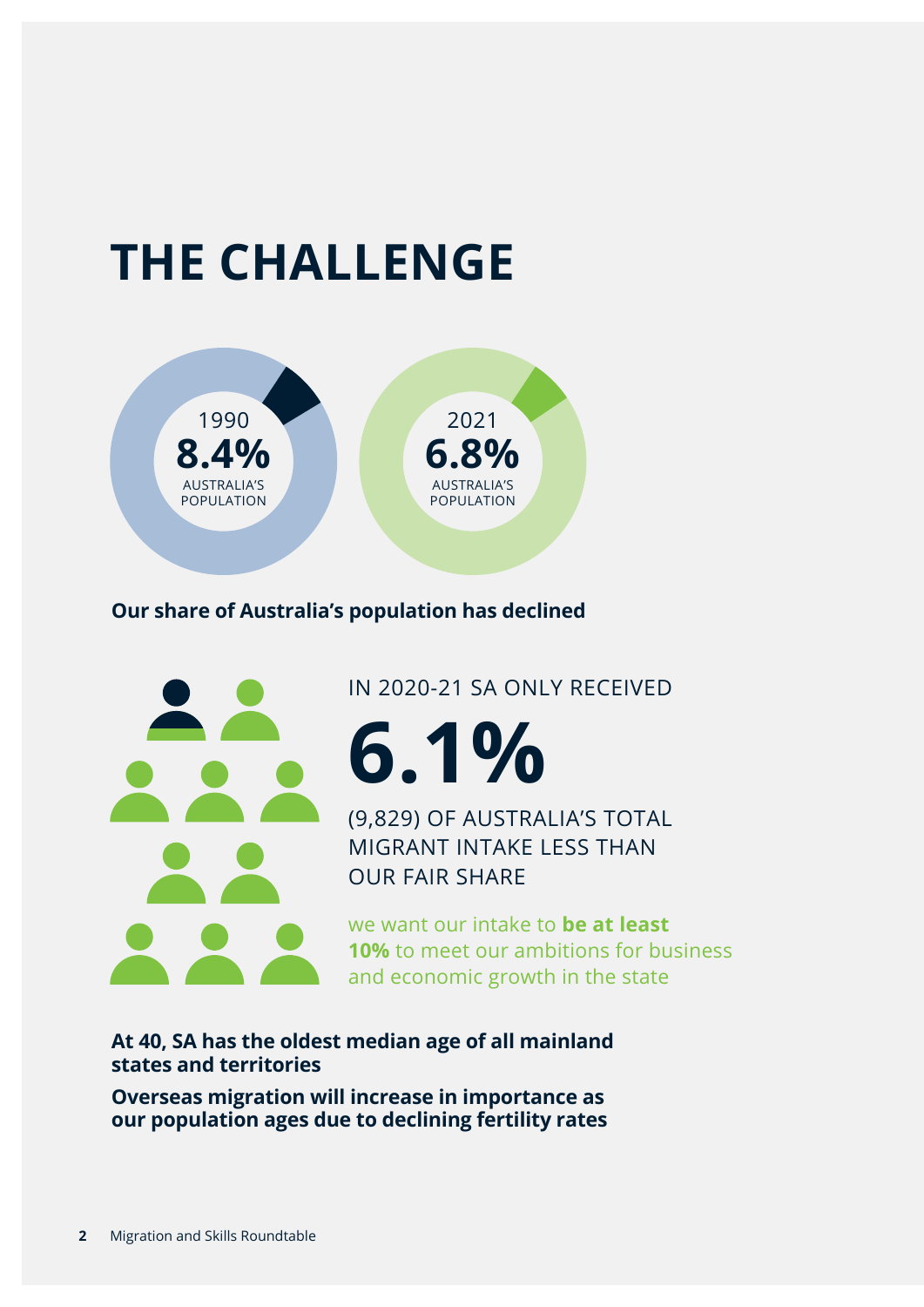# THE CHALLENGE

1990
**8.4%**
AUSTRALIA'S POPULATION

2021
**6.8%**
AUSTRALIA'S POPULATION

**Our share of Australia's population has declined**

IN 2020-21 SA ONLY RECEIVED

**6.1%**

(9,829) OF AUSTRALIA'S TOTAL MIGRANT INTAKE LESS THAN OUR FAIR SHARE

we want our intake to **be at least 10%** to meet our ambitions for business and economic growth in the state

**At 40, SA has the oldest median age of all mainland states and territories**

**Overseas migration will increase in importance as our population ages due to declining fertility rates**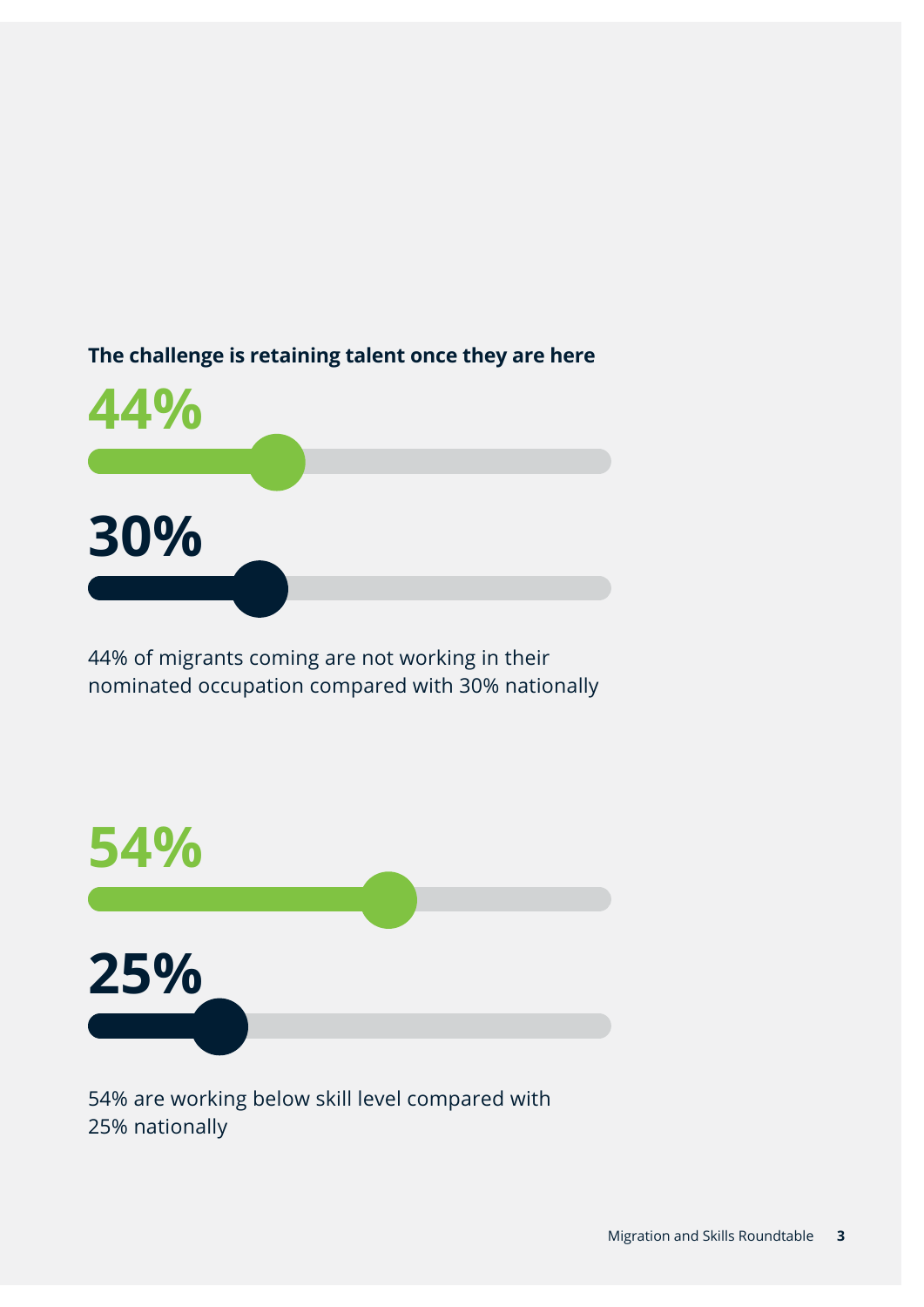**The challenge is retaining talent once they are here**

**44%**

**30%**

44% of migrants coming are not working in their nominated occupation compared with 30% nationally

**54%**

**25%**

54% are working below skill level compared with 25% nationally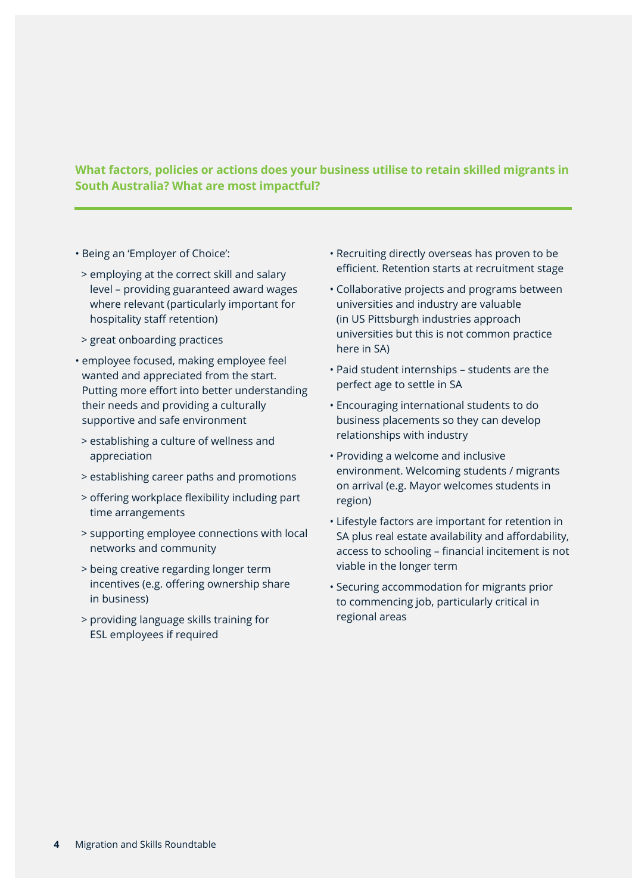## What factors, policies or actions does your business utilise to retain skilled migrants in South Australia? What are most impactful?

- Being an 'Employer of Choice':
  - employing at the correct skill and salary level – providing guaranteed award wages where relevant (particularly important for hospitality staff retention)
  - great onboarding practices
- employee focused, making employee feel wanted and appreciated from the start. Putting more effort into better understanding their needs and providing a culturally supportive and safe environment
  - establishing a culture of wellness and appreciation
  - establishing career paths and promotions
  - offering workplace flexibility including part time arrangements
  - supporting employee connections with local networks and community
  - being creative regarding longer term incentives (e.g. offering ownership share in business)
  - providing language skills training for ESL employees if required
- Recruiting directly overseas has proven to be efficient. Retention starts at recruitment stage
- Collaborative projects and programs between universities and industry are valuable (in US Pittsburgh industries approach universities but this is not common practice here in SA)
- Paid student internships – students are the perfect age to settle in SA
- Encouraging international students to do business placements so they can develop relationships with industry
- Providing a welcome and inclusive environment. Welcoming students / migrants on arrival (e.g. Mayor welcomes students in region)
- Lifestyle factors are important for retention in SA plus real estate availability and affordability, access to schooling – financial incitement is not viable in the longer term
- Securing accommodation for migrants prior to commencing job, particularly critical in regional areas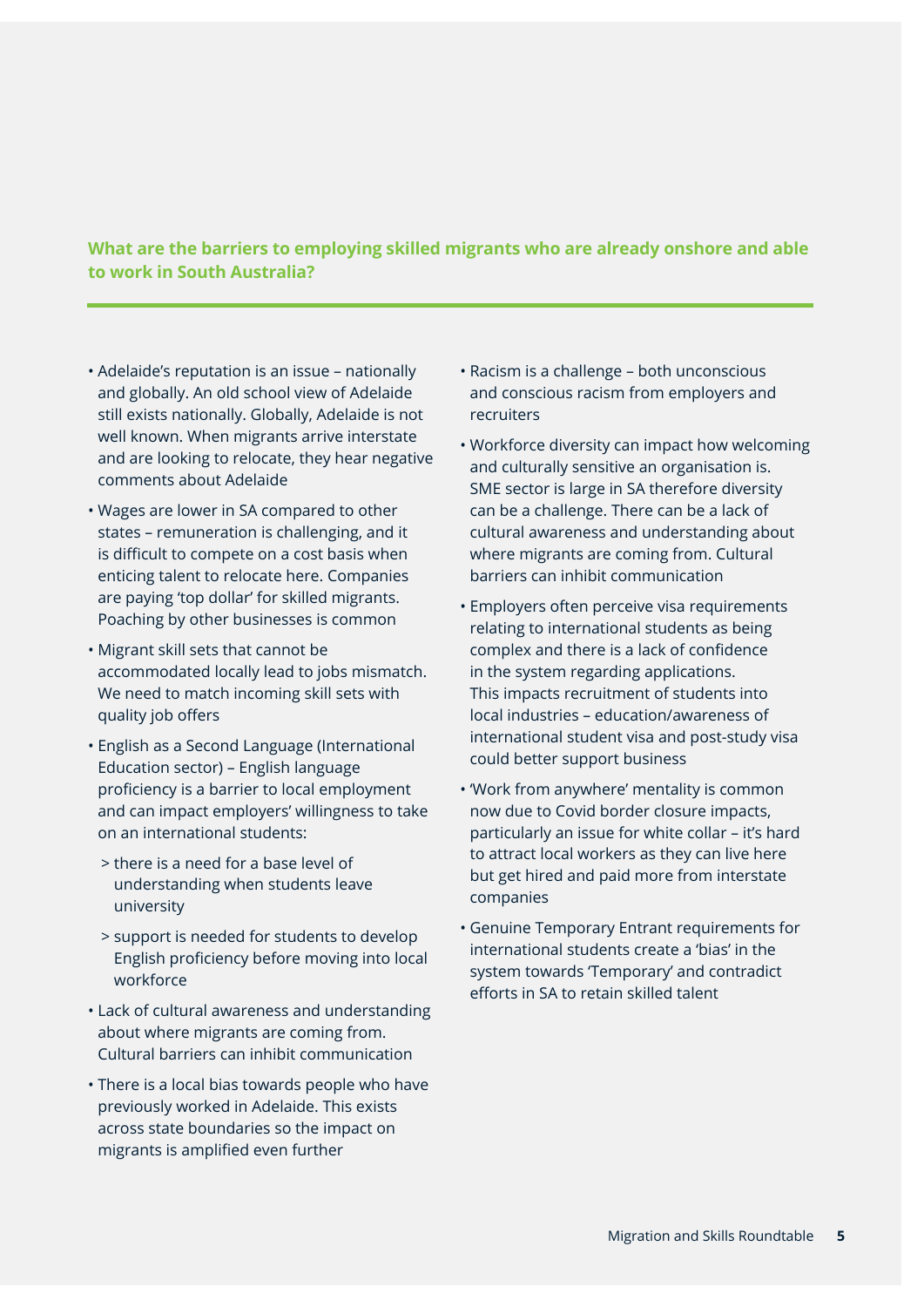## What are the barriers to employing skilled migrants who are already onshore and able to work in South Australia?

- Adelaide's reputation is an issue – nationally and globally. An old school view of Adelaide still exists nationally. Globally, Adelaide is not well known. When migrants arrive interstate and are looking to relocate, they hear negative comments about Adelaide
- Wages are lower in SA compared to other states – remuneration is challenging, and it is difficult to compete on a cost basis when enticing talent to relocate here. Companies are paying 'top dollar' for skilled migrants. Poaching by other businesses is common
- Migrant skill sets that cannot be accommodated locally lead to jobs mismatch. We need to match incoming skill sets with quality job offers
- English as a Second Language (International Education sector) – English language proficiency is a barrier to local employment and can impact employers' willingness to take on an international students:
  - there is a need for a base level of understanding when students leave university
  - support is needed for students to develop English proficiency before moving into local workforce
- Lack of cultural awareness and understanding about where migrants are coming from. Cultural barriers can inhibit communication
- There is a local bias towards people who have previously worked in Adelaide. This exists across state boundaries so the impact on migrants is amplified even further
- Racism is a challenge – both unconscious and conscious racism from employers and recruiters
- Workforce diversity can impact how welcoming and culturally sensitive an organisation is. SME sector is large in SA therefore diversity can be a challenge. There can be a lack of cultural awareness and understanding about where migrants are coming from. Cultural barriers can inhibit communication
- Employers often perceive visa requirements relating to international students as being complex and there is a lack of confidence in the system regarding applications. This impacts recruitment of students into local industries – education/awareness of international student visa and post-study visa could better support business
- 'Work from anywhere' mentality is common now due to Covid border closure impacts, particularly an issue for white collar – it's hard to attract local workers as they can live here but get hired and paid more from interstate companies
- Genuine Temporary Entrant requirements for international students create a 'bias' in the system towards 'Temporary' and contradict efforts in SA to retain skilled talent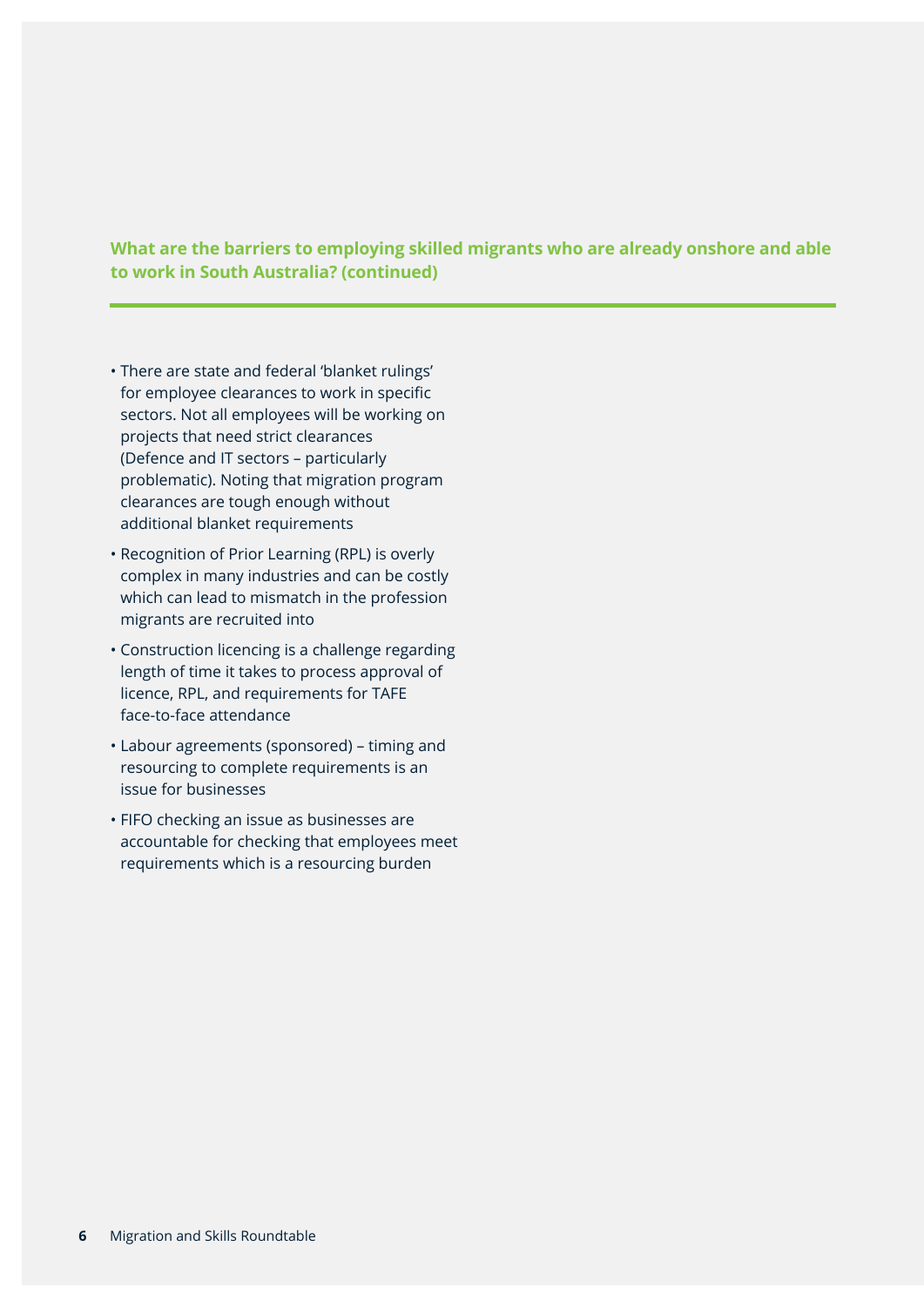## What are the barriers to employing skilled migrants who are already onshore and able to work in South Australia? (continued)

- There are state and federal 'blanket rulings' for employee clearances to work in specific sectors. Not all employees will be working on projects that need strict clearances (Defence and IT sectors – particularly problematic). Noting that migration program clearances are tough enough without additional blanket requirements
- Recognition of Prior Learning (RPL) is overly complex in many industries and can be costly which can lead to mismatch in the profession migrants are recruited into
- Construction licencing is a challenge regarding length of time it takes to process approval of licence, RPL, and requirements for TAFE face-to-face attendance
- Labour agreements (sponsored) – timing and resourcing to complete requirements is an issue for businesses
- FIFO checking an issue as businesses are accountable for checking that employees meet requirements which is a resourcing burden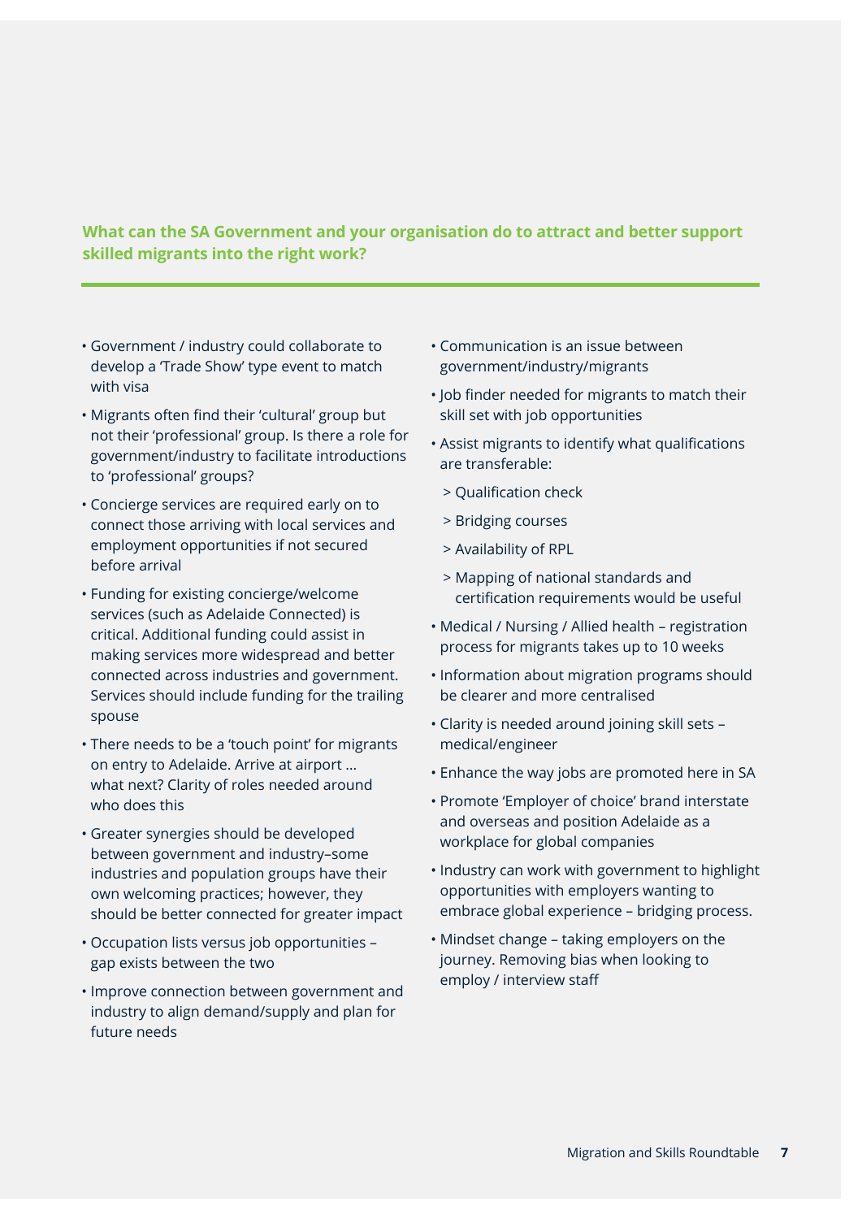**What can the SA Government and your organisation do to attract and better support skilled migrants into the right work?**

- Government / industry could collaborate to develop a 'Trade Show' type event to match with visa
- Migrants often find their 'cultural' group but not their 'professional' group. Is there a role for government/industry to facilitate introductions to 'professional' groups?
- Concierge services are required early on to connect those arriving with local services and employment opportunities if not secured before arrival
- Funding for existing concierge/welcome services (such as Adelaide Connected) is critical. Additional funding could assist in making services more widespread and better connected across industries and government. Services should include funding for the trailing spouse
- There needs to be a 'touch point' for migrants on entry to Adelaide. Arrive at airport … what next? Clarity of roles needed around who does this
- Greater synergies should be developed between government and industry–some industries and population groups have their own welcoming practices; however, they should be better connected for greater impact
- Occupation lists versus job opportunities – gap exists between the two
- Improve connection between government and industry to align demand/supply and plan for future needs
- Communication is an issue between government/industry/migrants
- Job finder needed for migrants to match their skill set with job opportunities
- Assist migrants to identify what qualifications are transferable:
  - > Qualification check
  - > Bridging courses
  - > Availability of RPL
  - > Mapping of national standards and certification requirements would be useful
- Medical / Nursing / Allied health – registration process for migrants takes up to 10 weeks
- Information about migration programs should be clearer and more centralised
- Clarity is needed around joining skill sets – medical/engineer
- Enhance the way jobs are promoted here in SA
- Promote 'Employer of choice' brand interstate and overseas and position Adelaide as a workplace for global companies
- Industry can work with government to highlight opportunities with employers wanting to embrace global experience – bridging process.
- Mindset change – taking employers on the journey. Removing bias when looking to employ / interview staff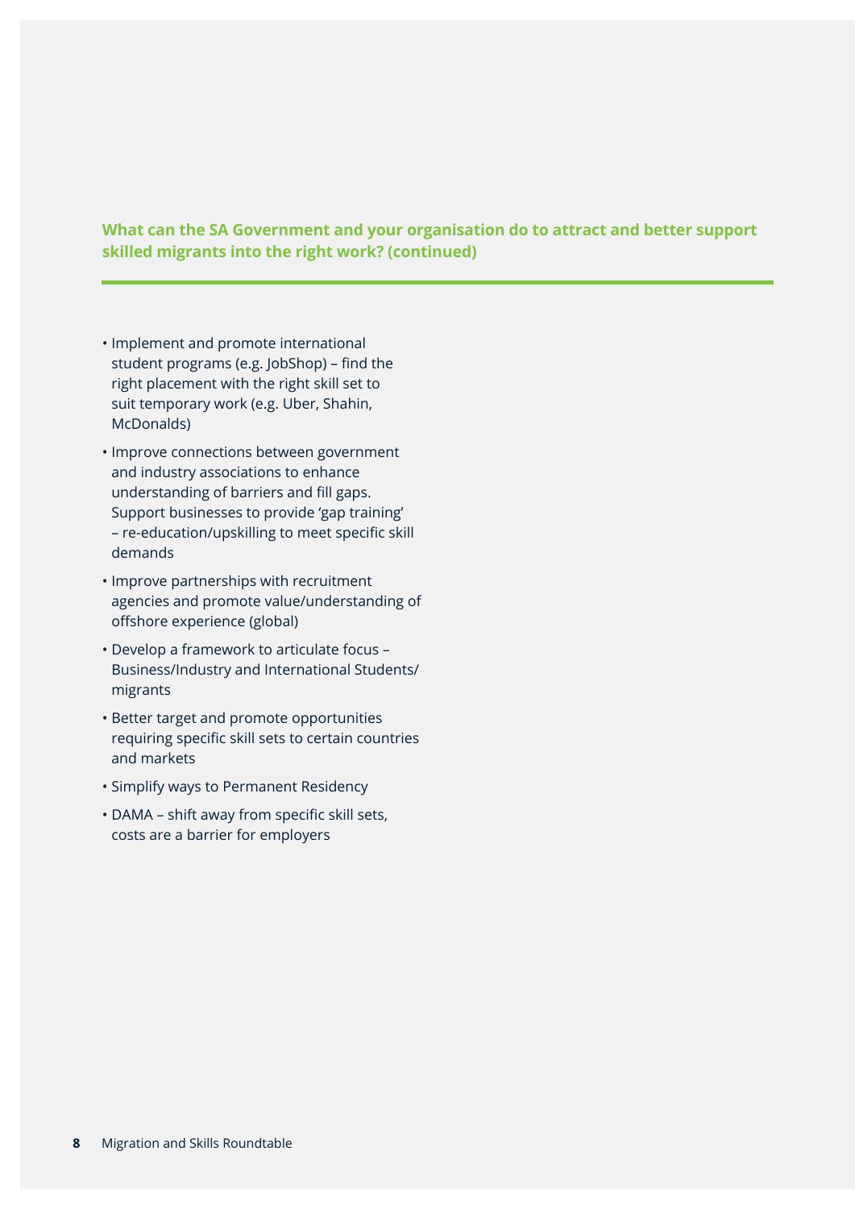## What can the SA Government and your organisation do to attract and better support skilled migrants into the right work? (continued)

- Implement and promote international student programs (e.g. JobShop) – find the right placement with the right skill set to suit temporary work (e.g. Uber, Shahin, McDonalds)
- Improve connections between government and industry associations to enhance understanding of barriers and fill gaps. Support businesses to provide 'gap training' – re-education/upskilling to meet specific skill demands
- Improve partnerships with recruitment agencies and promote value/understanding of offshore experience (global)
- Develop a framework to articulate focus – Business/Industry and International Students/ migrants
- Better target and promote opportunities requiring specific skill sets to certain countries and markets
- Simplify ways to Permanent Residency
- DAMA – shift away from specific skill sets, costs are a barrier for employers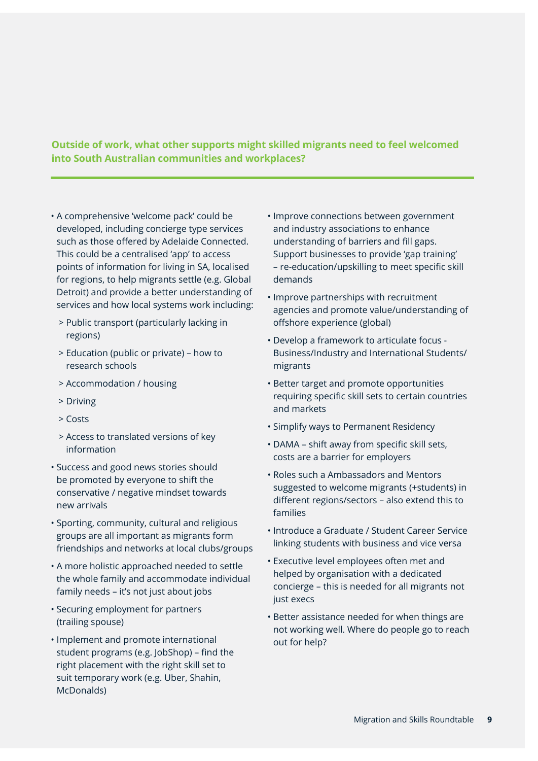**Outside of work, what other supports might skilled migrants need to feel welcomed into South Australian communities and workplaces?**

- A comprehensive 'welcome pack' could be developed, including concierge type services such as those offered by Adelaide Connected. This could be a centralised 'app' to access points of information for living in SA, localised for regions, to help migrants settle (e.g. Global Detroit) and provide a better understanding of services and how local systems work including:
  - Public transport (particularly lacking in regions)
  - Education (public or private) – how to research schools
  - Accommodation / housing
  - Driving
  - Costs
  - Access to translated versions of key information
- Success and good news stories should be promoted by everyone to shift the conservative / negative mindset towards new arrivals
- Sporting, community, cultural and religious groups are all important as migrants form friendships and networks at local clubs/groups
- A more holistic approached needed to settle the whole family and accommodate individual family needs – it's not just about jobs
- Securing employment for partners (trailing spouse)
- Implement and promote international student programs (e.g. JobShop) – find the right placement with the right skill set to suit temporary work (e.g. Uber, Shahin, McDonalds)
- Improve connections between government and industry associations to enhance understanding of barriers and fill gaps. Support businesses to provide 'gap training' – re-education/upskilling to meet specific skill demands
- Improve partnerships with recruitment agencies and promote value/understanding of offshore experience (global)
- Develop a framework to articulate focus - Business/Industry and International Students/ migrants
- Better target and promote opportunities requiring specific skill sets to certain countries and markets
- Simplify ways to Permanent Residency
- DAMA – shift away from specific skill sets, costs are a barrier for employers
- Roles such a Ambassadors and Mentors suggested to welcome migrants (+students) in different regions/sectors – also extend this to families
- Introduce a Graduate / Student Career Service linking students with business and vice versa
- Executive level employees often met and helped by organisation with a dedicated concierge – this is needed for all migrants not just execs
- Better assistance needed for when things are not working well. Where do people go to reach out for help?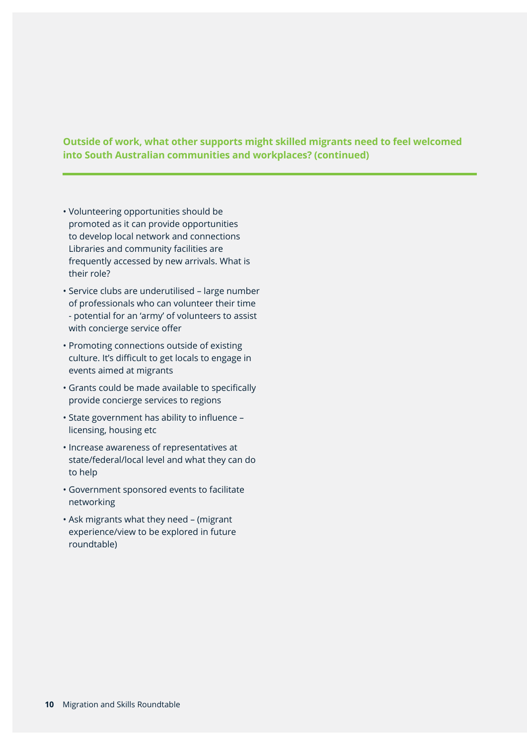## Outside of work, what other supports might skilled migrants need to feel welcomed into South Australian communities and workplaces? (continued)

- Volunteering opportunities should be promoted as it can provide opportunities to develop local network and connections Libraries and community facilities are frequently accessed by new arrivals. What is their role?
- Service clubs are underutilised – large number of professionals who can volunteer their time - potential for an 'army' of volunteers to assist with concierge service offer
- Promoting connections outside of existing culture. It's difficult to get locals to engage in events aimed at migrants
- Grants could be made available to specifically provide concierge services to regions
- State government has ability to influence – licensing, housing etc
- Increase awareness of representatives at state/federal/local level and what they can do to help
- Government sponsored events to facilitate networking
- Ask migrants what they need – (migrant experience/view to be explored in future roundtable)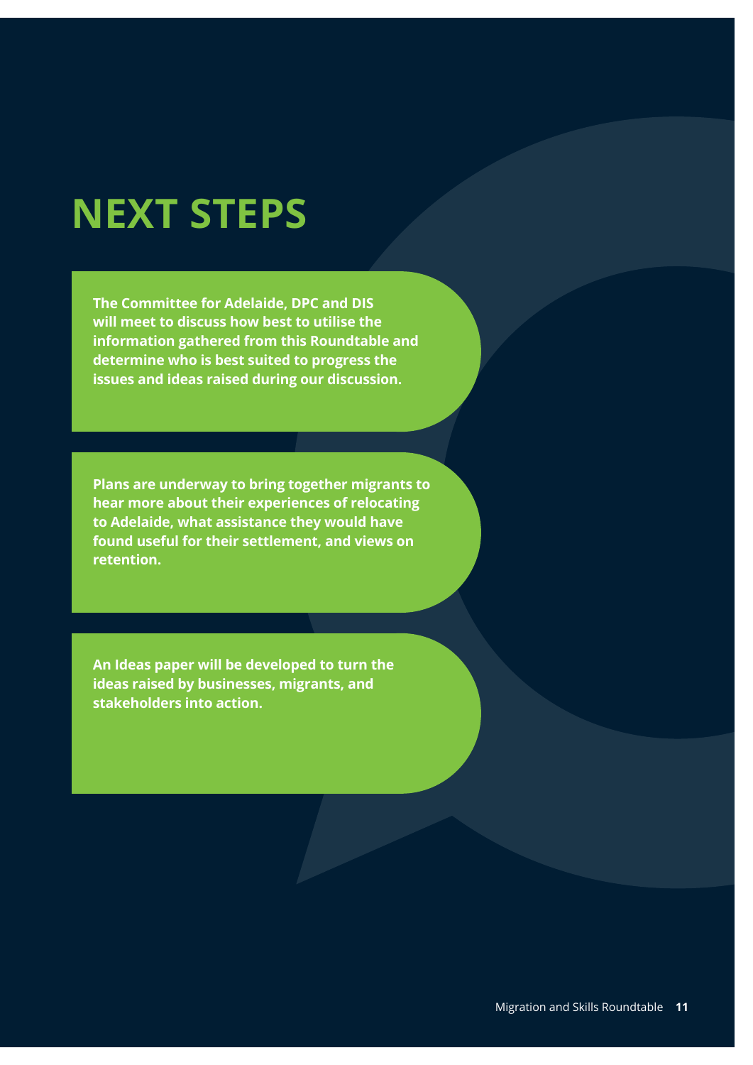# NEXT STEPS

**The Committee for Adelaide, DPC and DIS will meet to discuss how best to utilise the information gathered from this Roundtable and determine who is best suited to progress the issues and ideas raised during our discussion.**

**Plans are underway to bring together migrants to hear more about their experiences of relocating to Adelaide, what assistance they would have found useful for their settlement, and views on retention.**

**An Ideas paper will be developed to turn the ideas raised by businesses, migrants, and stakeholders into action.**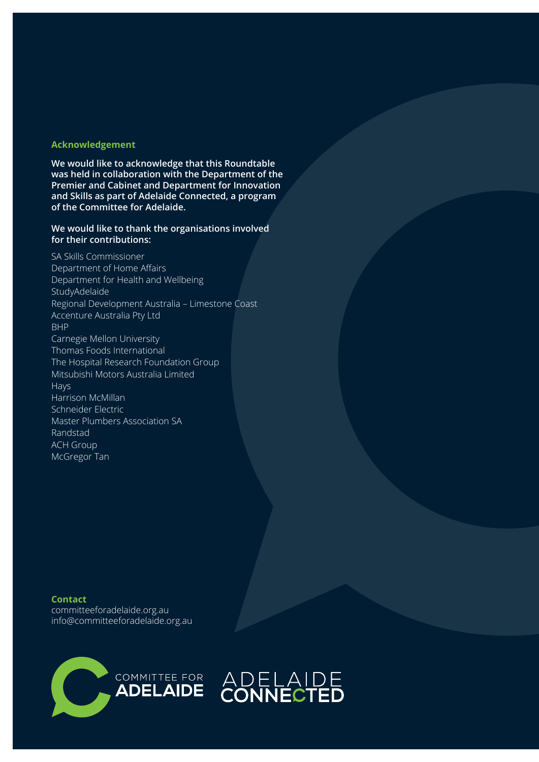## Acknowledgement

**We would like to acknowledge that this Roundtable was held in collaboration with the Department of the Premier and Cabinet and Department for Innovation and Skills as part of Adelaide Connected, a program of the Committee for Adelaide.**

**We would like to thank the organisations involved for their contributions:**

SA Skills Commissioner
Department of Home Affairs
Department for Health and Wellbeing
StudyAdelaide
Regional Development Australia – Limestone Coast
Accenture Australia Pty Ltd
BHP
Carnegie Mellon University
Thomas Foods International
The Hospital Research Foundation Group
Mitsubishi Motors Australia Limited
Hays
Harrison McMillan
Schneider Electric
Master Plumbers Association SA
Randstad
ACH Group
McGregor Tan

**Contact**
committeeforadelaide.org.au
info@committeeforadelaide.org.au

COMMITTEE FOR ADELAIDE

ADELAIDE CONNECTED